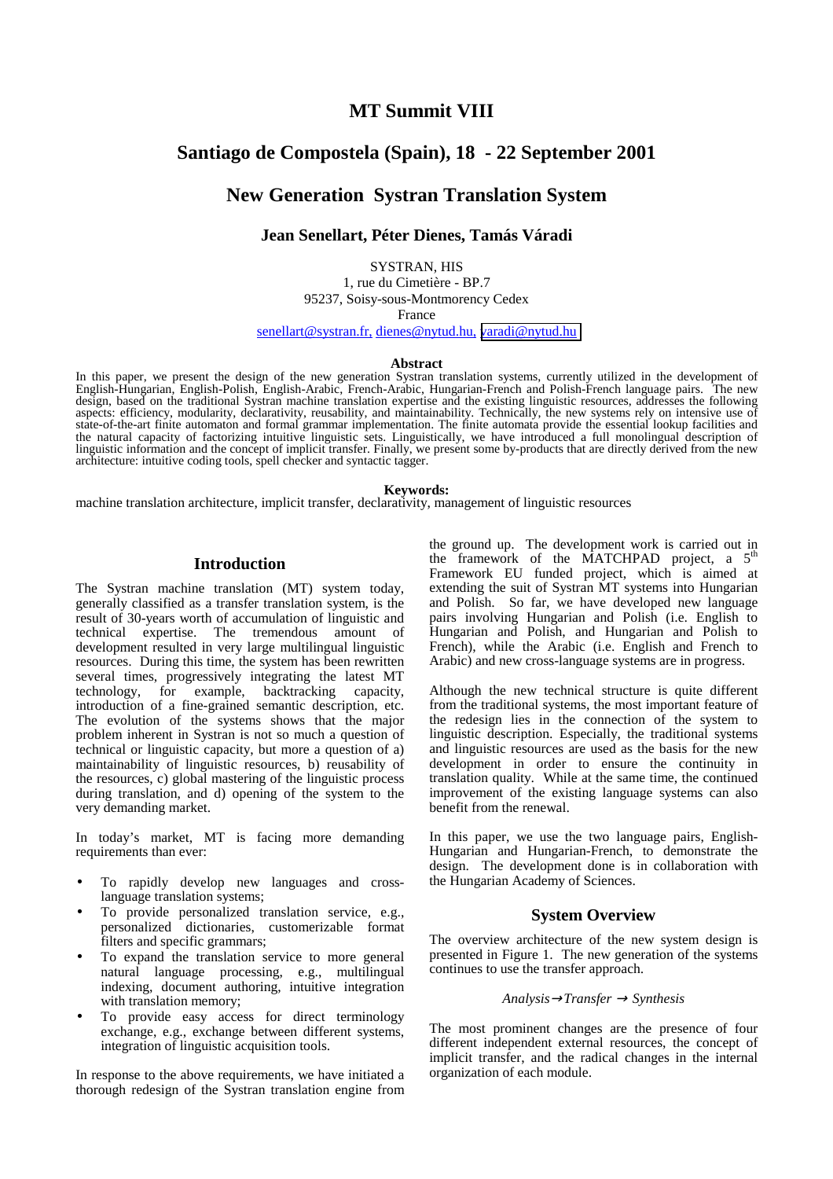# MT Summit VIII

# Santiago de Compostela (Spain), 18 - 22 September 2001

# New Generation Systran Translation System

### Jean Senellart, Péter Dienes, Tamás Váradi

SYSTRAN, HIS
1, rue du Cimetière - BP.7
95237, Soisy-sous-Montmorency Cedex
France
senellart@systran.fr, dienes@nytud.hu, varadi@nytud.hu

**Abstract**

In this paper, we present the design of the new generation Systran translation systems, currently utilized in the development of English-Hungarian, English-Polish, English-Arabic, French-Arabic, Hungarian-French and Polish-French language pairs. The new design, based on the traditional Systran machine translation expertise and the existing linguistic resources, addresses the following aspects: efficiency, modularity, declarativity, reusability, and maintainability. Technically, the new systems rely on intensive use of state-of-the-art finite automaton and formal grammar implementation. The finite automata provide the essential lookup facilities and the natural capacity of factorizing intuitive linguistic sets. Linguistically, we have introduced a full monolingual description of linguistic information and the concept of implicit transfer. Finally, we present some by-products that are directly derived from the new architecture: intuitive coding tools, spell checker and syntactic tagger.

**Keywords:**

machine translation architecture, implicit transfer, declarativity, management of linguistic resources

## Introduction

The Systran machine translation (MT) system today, generally classified as a transfer translation system, is the result of 30-years worth of accumulation of linguistic and technical expertise. The tremendous amount of development resulted in very large multilingual linguistic resources. During this time, the system has been rewritten several times, progressively integrating the latest MT technology, for example, backtracking capacity, introduction of a fine-grained semantic description, etc. The evolution of the systems shows that the major problem inherent in Systran is not so much a question of technical or linguistic capacity, but more a question of a) maintainability of linguistic resources, b) reusability of the resources, c) global mastering of the linguistic process during translation, and d) opening of the system to the very demanding market.

In today's market, MT is facing more demanding requirements than ever:

- To rapidly develop new languages and cross-language translation systems;
- To provide personalized translation service, e.g., personalized dictionaries, customerizable format filters and specific grammars;
- To expand the translation service to more general natural language processing, e.g., multilingual indexing, document authoring, intuitive integration with translation memory;
- To provide easy access for direct terminology exchange, e.g., exchange between different systems, integration of linguistic acquisition tools.

In response to the above requirements, we have initiated a thorough redesign of the Systran translation engine from the ground up. The development work is carried out in the framework of the MATCHPAD project, a 5th Framework EU funded project, which is aimed at extending the suit of Systran MT systems into Hungarian and Polish. So far, we have developed new language pairs involving Hungarian and Polish (i.e. English to Hungarian and Polish, and Hungarian and Polish to French), while the Arabic (i.e. English and French to Arabic) and new cross-language systems are in progress.

Although the new technical structure is quite different from the traditional systems, the most important feature of the redesign lies in the connection of the system to linguistic description. Especially, the traditional systems and linguistic resources are used as the basis for the new development in order to ensure the continuity in translation quality. While at the same time, the continued improvement of the existing language systems can also benefit from the renewal.

In this paper, we use the two language pairs, English-Hungarian and Hungarian-French, to demonstrate the design. The development done is in collaboration with the Hungarian Academy of Sciences.

## System Overview

The overview architecture of the new system design is presented in Figure 1. The new generation of the systems continues to use the transfer approach.

$$Analysis \rightarrow Transfer \rightarrow Synthesis$$

The most prominent changes are the presence of four different independent external resources, the concept of implicit transfer, and the radical changes in the internal organization of each module.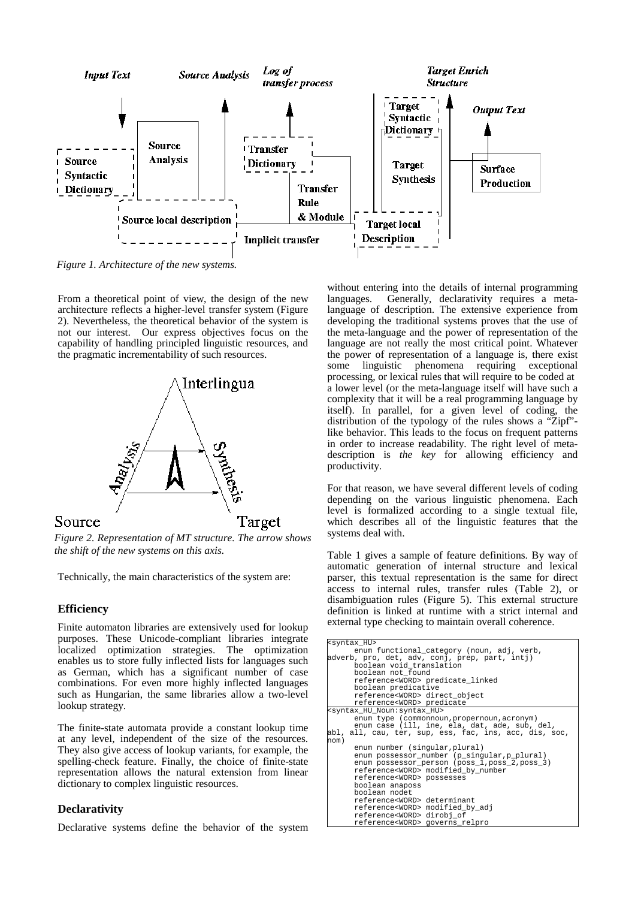*Figure 1. Architecture of the new systems.*

From a theoretical point of view, the design of the new architecture reflects a higher-level transfer system (Figure 2). Nevertheless, the theoretical behavior of the system is not our interest. Our express objectives focus on the capability of handling principled linguistic resources, and the pragmatic incrementability of such resources.

*Figure 2. Representation of MT structure. The arrow shows the shift of the new systems on this axis.*

Technically, the main characteristics of the system are:

### Efficiency

Finite automaton libraries are extensively used for lookup purposes. These Unicode-compliant libraries integrate localized optimization strategies. The optimization enables us to store fully inflected lists for languages such as German, which has a significant number of case combinations. For even more highly inflected languages such as Hungarian, the same libraries allow a two-level lookup strategy.

The finite-state automata provide a constant lookup time at any level, independent of the size of the resources. They also give access of lookup variants, for example, the spelling-check feature. Finally, the choice of finite-state representation allows the natural extension from linear dictionary to complex linguistic resources.

### Declarativity

Declarative systems define the behavior of the system without entering into the details of internal programming languages. Generally, declarativity requires a meta-language of description. The extensive experience from developing the traditional systems proves that the use of the meta-language and the power of representation of the language are not really the most critical point. Whatever the power of representation of a language is, there exist some linguistic phenomena requiring exceptional processing, or lexical rules that will require to be coded at a lower level (or the meta-language itself will have such a complexity that it will be a real programming language by itself). In parallel, for a given level of coding, the distribution of the typology of the rules shows a "Zipf"-like behavior. This leads to the focus on frequent patterns in order to increase readability. The right level of meta-description is *the key* for allowing efficiency and productivity.

For that reason, we have several different levels of coding depending on the various linguistic phenomena. Each level is formalized according to a single textual file, which describes all of the linguistic features that the systems deal with.

Table 1 gives a sample of feature definitions. By way of automatic generation of internal structure and lexical parser, this textual representation is the same for direct access to internal rules, transfer rules (Table 2), or disambiguation rules (Figure 5). This external structure definition is linked at runtime with a strict internal and external type checking to maintain overall coherence.

```
<syntax_HU>
      enum functional_category (noun, adj, verb,
adverb, pro, det, adv, conj, prep, part, intj)
      boolean void_translation
      boolean not_found
      reference<WORD> predicate_linked
      boolean predicative
      reference<WORD> direct_object
      reference<WORD> predicate
<syntax_HU_Noun:syntax_HU>
      enum type (commonnoun,propernoun,acronym)
      enum case (ill, ine, ela, dat, ade, sub, del,
abl, all, cau, ter, sup, ess, fac, ins, acc, dis, soc,
nom)
      enum number (singular,plural)
      enum possessor_number (p_singular,p_plural)
      enum possessor_person (poss_1,poss_2,poss_3)
      reference<WORD> modified_by_number
      reference<WORD> possesses
      boolean anaposs
      boolean nodet
      reference<WORD> determinant
      reference<WORD> modified_by_adj
      reference<WORD> dirobj_of
      reference<WORD> governs_relpro
```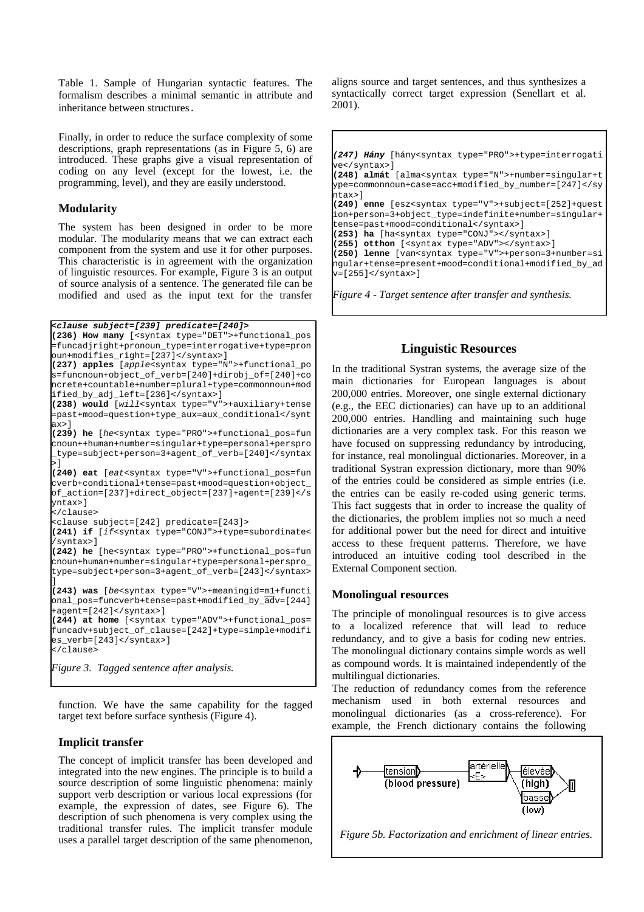Table 1. Sample of Hungarian syntactic features. The formalism describes a minimal semantic in attribute and inheritance between structures.

Finally, in order to reduce the surface complexity of some descriptions, graph representations (as in Figure 5, 6) are introduced. These graphs give a visual representation of coding on any level (except for the lowest, i.e. the programming, level), and they are easily understood.

### Modularity

The system has been designed in order to be more modular. The modularity means that we can extract each component from the system and use it for other purposes. This characteristic is in agreement with the organization of linguistic resources. For example, Figure 3 is an output of source analysis of a sentence. The generated file can be modified and used as the input text for the transfer function. We have the same capability for the tagged target text before surface synthesis (Figure 4).

```
<clause subject=[239] predicate=[240]>
(236) How many [<syntax type="DET">+functional_pos=funcadjright+pronoun_type=interrogative+type=pronoun+modifies_right=[237]</syntax>]
(237) apples [apple<syntax type="N">+functional_pos=funcnoun+object_of_verb=[240]+dirobj_of=[240]+concrete+countable+number=plural+type=commonnoun+modified_by_adj_left=[236]</syntax>]
(238) would [will<syntax type="V">+auxiliary+tense=past+mood=question+type_aux=aux_conditional</syntax>]
(239) he [he<syntax type="PRO">+functional_pos=funcnoun++human+number=singular+type=personal+perspro_type=subject+person=3+agent_of_verb=[240]</syntax>]
(240) eat [eat<syntax type="V">+functional_pos=funcverb+conditional+tense=past+mood=question+object_of_action=[237]+direct_object=[237]+agent=[239]</syntax>]
</clause>
<clause subject=[242] predicate=[243]>
(241) if [if<syntax type="CONJ">+type=subordinate</syntax>]
(242) he [he<syntax type="PRO">+functional_pos=funcnoun+human+number=singular+type=personal+perspro_type=subject+person=3+agent_of_verb=[243]</syntax>]
(243) was [be<syntax type="V">+meaningid=m1+functional_pos=funcverb+tense=past+modified_by_adv=[244]+agent=[242]</syntax>]
(244) at home [<syntax type="ADV">+functional_pos=funcadv+subject_of_clause=[242]+type=simple+modifies_verb=[243]</syntax>]
</clause>
```

*Figure 3. Tagged sentence after analysis.*

### Implicit transfer

The concept of implicit transfer has been developed and integrated into the new engines. The principle is to build a source description of some linguistic phenomena: mainly support verb description or various local expressions (for example, the expression of dates, see Figure 6). The description of such phenomena is very complex using the traditional transfer rules. The implicit transfer module uses a parallel target description of the same phenomenon, aligns source and target sentences, and thus synthesizes a syntactically correct target expression (Senellart et al. 2001).

```
(247) Hány [hány<syntax type="PRO">+type=interrogative</syntax>]
(248) almát [alma<syntax type="N">+number=singular+type=commonnoun+case=acc+modified_by_number=[247]</syntax>]
(249) enne [esz<syntax type="V">+subject=[252]+question+person=3+object_type=indefinite+number=singular+tense=past+mood=conditional</syntax>]
(253) ha [ha<syntax type="CONJ"></syntax>]
(255) otthon [<syntax type="ADV"></syntax>]
(250) lenne [van<syntax type="V">+person=3+number=singular+tense=present+mood=conditional+modified_by_adv=[255]</syntax>]
```

*Figure 4 - Target sentence after transfer and synthesis.*

## Linguistic Resources

In the traditional Systran systems, the average size of the main dictionaries for European languages is about 200,000 entries. Moreover, one single external dictionary (e.g., the EEC dictionaries) can have up to an additional 200,000 entries. Handling and maintaining such huge dictionaries are a very complex task. For this reason we have focused on suppressing redundancy by introducing, for instance, real monolingual dictionaries. Moreover, in a traditional Systran expression dictionary, more than 90% of the entries could be considered as simple entries (i.e. the entries can be easily re-coded using generic terms. This fact suggests that in order to increase the quality of the dictionaries, the problem implies not so much a need for additional power but the need for direct and intuitive access to these frequent patterns. Therefore, we have introduced an intuitive coding tool described in the External Component section.

### Monolingual resources

The principle of monolingual resources is to give access to a localized reference that will lead to reduce redundancy, and to give a basis for coding new entries. The monolingual dictionary contains simple words as well as compound words. It is maintained independently of the multilingual dictionaries.

The reduction of redundancy comes from the reference mechanism used in both external resources and monolingual dictionaries (as a cross-reference). For example, the French dictionary contains the following

tension (blood pressure) → artérielle / <E> → élevée (high) / basse (low)

*Figure 5b. Factorization and enrichment of linear entries.*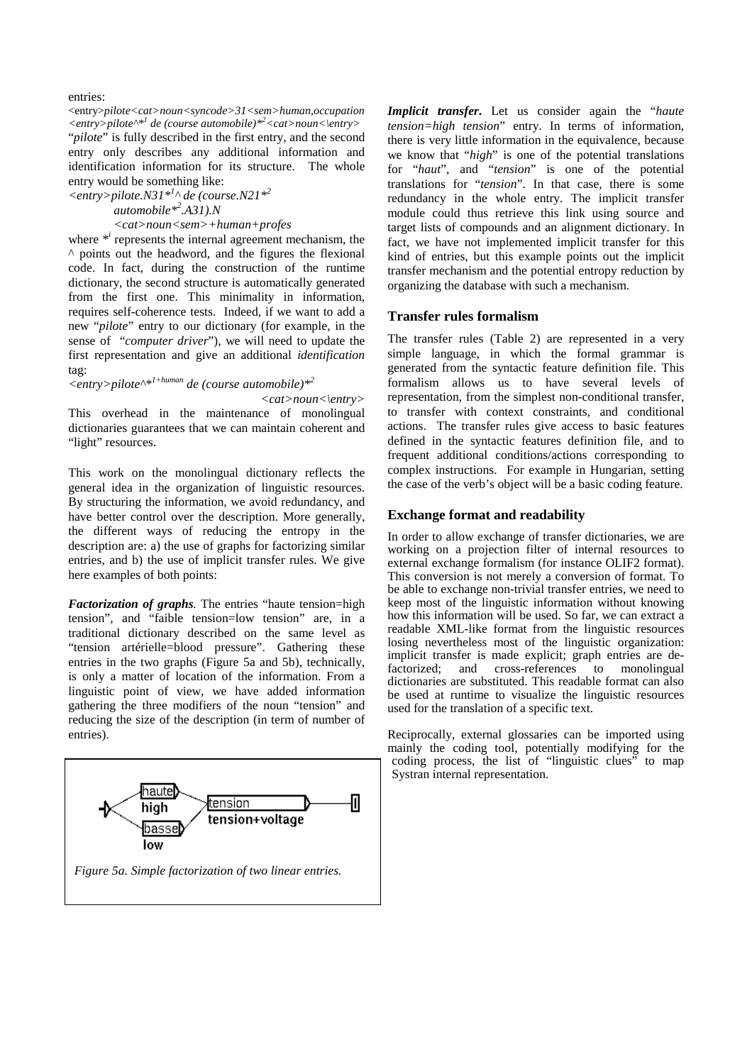entries:

<entry>*pilote<cat>noun<syncode>31<sem>human,occupation*
*<entry>pilote^*¹ de (course automobile)*²<cat>noun<\entry>*

"*pilote*" is fully described in the first entry, and the second entry only describes any additional information and identification information for its structure. The whole entry would be something like:

*<entry>pilote.N31*¹^ de (course.N21*²*
*automobile*².A31).N*
*<cat>noun<sem>+human+profes*

where *ⁱ represents the internal agreement mechanism, the ^ points out the headword, and the figures the flexional code. In fact, during the construction of the runtime dictionary, the second structure is automatically generated from the first one. This minimality in information, requires self-coherence tests. Indeed, if we want to add a new "*pilote*" entry to our dictionary (for example, in the sense of "*computer driver*"), we will need to update the first representation and give an additional *identification* tag:

*<entry>pilote^*¹⁺ʰᵘᵐᵃⁿ de (course automobile)*²*
*<cat>noun<\entry>*

This overhead in the maintenance of monolingual dictionaries guarantees that we can maintain coherent and "light" resources.

This work on the monolingual dictionary reflects the general idea in the organization of linguistic resources. By structuring the information, we avoid redundancy, and have better control over the description. More generally, the different ways of reducing the entropy in the description are: a) the use of graphs for factorizing similar entries, and b) the use of implicit transfer rules. We give here examples of both points:

***Factorization of graphs****.* The entries "haute tension=high tension", and "faible tension=low tension" are, in a traditional dictionary described on the same level as "tension artérielle=blood pressure". Gathering these entries in the two graphs (Figure 5a and 5b), technically, is only a matter of location of the information. From a linguistic point of view, we have added information gathering the three modifiers of the noun "tension" and reducing the size of the description (in term of number of entries).

*Figure 5a. Simple factorization of two linear entries.*

***Implicit transfer.*** Let us consider again the "*haute tension=high tension*" entry. In terms of information, there is very little information in the equivalence, because we know that "*high*" is one of the potential translations for "*haut*", and "*tension*" is one of the potential translations for "*tension*". In that case, there is some redundancy in the whole entry. The implicit transfer module could thus retrieve this link using source and target lists of compounds and an alignment dictionary. In fact, we have not implemented implicit transfer for this kind of entries, but this example points out the implicit transfer mechanism and the potential entropy reduction by organizing the database with such a mechanism.

## Transfer rules formalism

The transfer rules (Table 2) are represented in a very simple language, in which the formal grammar is generated from the syntactic feature definition file. This formalism allows us to have several levels of representation, from the simplest non-conditional transfer, to transfer with context constraints, and conditional actions. The transfer rules give access to basic features defined in the syntactic features definition file, and to frequent additional conditions/actions corresponding to complex instructions. For example in Hungarian, setting the case of the verb's object will be a basic coding feature.

## Exchange format and readability

In order to allow exchange of transfer dictionaries, we are working on a projection filter of internal resources to external exchange formalism (for instance OLIF2 format). This conversion is not merely a conversion of format. To be able to exchange non-trivial transfer entries, we need to keep most of the linguistic information without knowing how this information will be used. So far, we can extract a readable XML-like format from the linguistic resources losing nevertheless most of the linguistic organization: implicit transfer is made explicit; graph entries are de-factorized; and cross-references to monolingual dictionaries are substituted. This readable format can also be used at runtime to visualize the linguistic resources used for the translation of a specific text.

Reciprocally, external glossaries can be imported using mainly the coding tool, potentially modifying for the coding process, the list of "linguistic clues" to map Systran internal representation.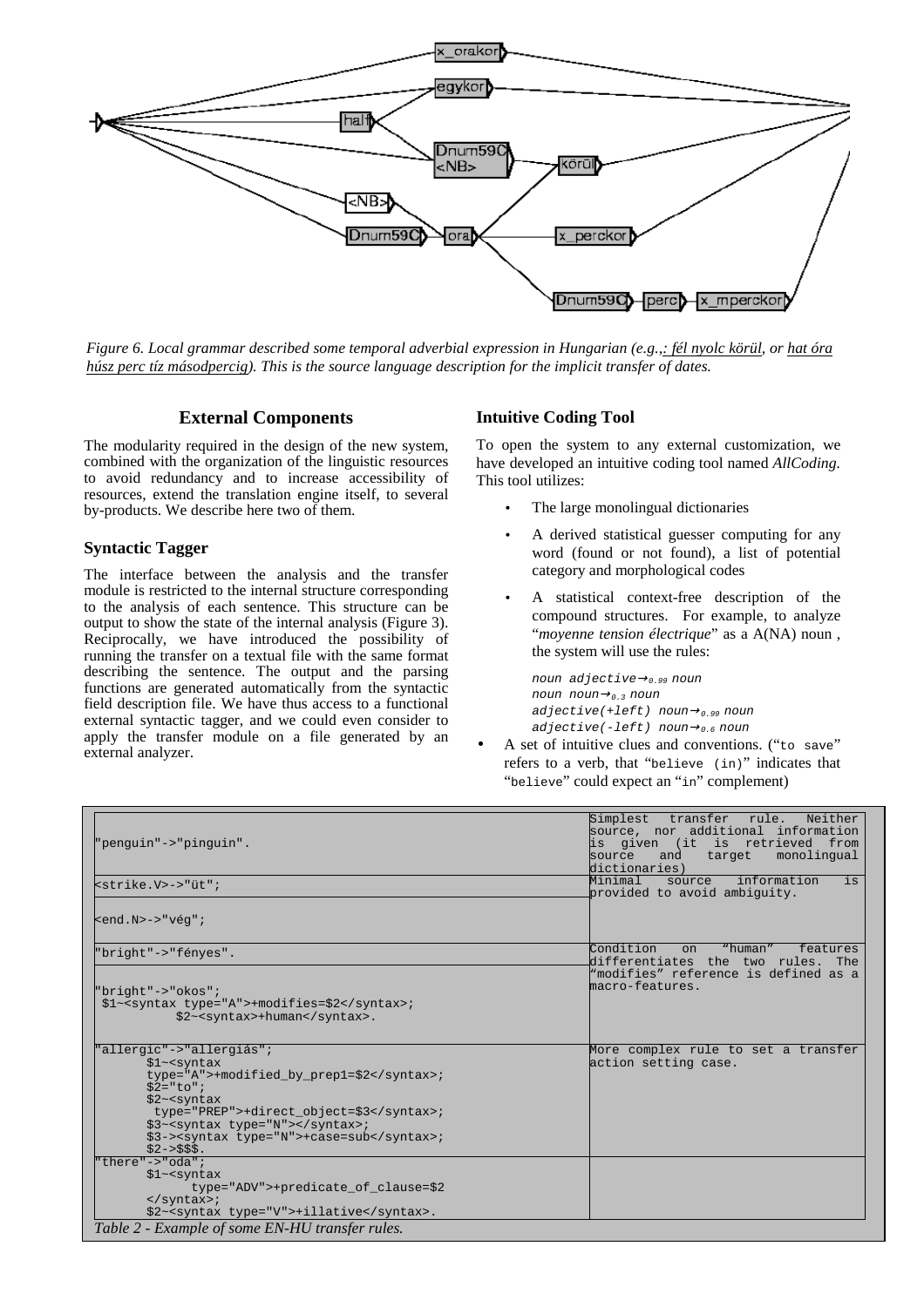*Figure 6. Local grammar described some temporal adverbial expression in Hungarian (e.g.,: fél nyolc körül, or hat óra húsz perc tíz másodpercig). This is the source language description for the implicit transfer of dates.*

## External Components

The modularity required in the design of the new system, combined with the organization of the linguistic resources to avoid redundancy and to increase accessibility of resources, extend the translation engine itself, to several by-products. We describe here two of them.

### Syntactic Tagger

The interface between the analysis and the transfer module is restricted to the internal structure corresponding to the analysis of each sentence. This structure can be output to show the state of the internal analysis (Figure 3). Reciprocally, we have introduced the possibility of running the transfer on a textual file with the same format describing the sentence. The output and the parsing functions are generated automatically from the syntactic field description file. We have thus access to a functional external syntactic tagger, and we could even consider to apply the transfer module on a file generated by an external analyzer.

### Intuitive Coding Tool

To open the system to any external customization, we have developed an intuitive coding tool named *AllCoding.* This tool utilizes:

- The large monolingual dictionaries
- A derived statistical guesser computing for any word (found or not found), a list of potential category and morphological codes
- A statistical context-free description of the compound structures. For example, to analyze "*moyenne tension électrique*" as a A(NA) noun , the system will use the rules:

  *noun adjective*$\rightarrow_{0.99}$ *noun*
  *noun noun*$\rightarrow_{0.3}$ *noun*
  *adjective(+left) noun*$\rightarrow_{0.99}$ *noun*
  *adjective(-left) noun*$\rightarrow_{0.6}$ *noun*
- A set of intuitive clues and conventions. ("`to save`" refers to a verb, that "`believe (in)`" indicates that "`believe`" could expect an "`in`" complement)

| Rule | Comment |
|---|---|
| `"penguin"->"pinguin".` | Simplest transfer rule. Neither source, nor additional information is given (it is retrieved from source and target monolingual dictionaries) |
| `<strike.V>->"üt";` | Minimal source information is provided to avoid ambiguity. |
| `<end.N>->"vég";` | |
| `"bright"->"fényes".` | Condition on "human" features differentiates the two rules. The "modifies" reference is defined as a macro-features. |
| `"bright"->"okos"; $1~<syntax type="A">+modifies=$2</syntax>; $2~<syntax>+human</syntax>.` | |
| `"allergic"->"allergiás"; $1~<syntax type="A">+modified_by_prep1=$2</syntax>; $2="to"; $2~<syntax type="PREP">+direct_object=$3</syntax>; $3~<syntax type="N"></syntax>; $3-><syntax type="N">+case=sub</syntax>; $2->$$$.` | More complex rule to set a transfer action setting case. |
| `"there"->"oda"; $1~<syntax type="ADV">+predicate_of_clause=$2 </syntax>; $2~<syntax type="V">+illative</syntax>.` | |

*Table 2 - Example of some EN-HU transfer rules.*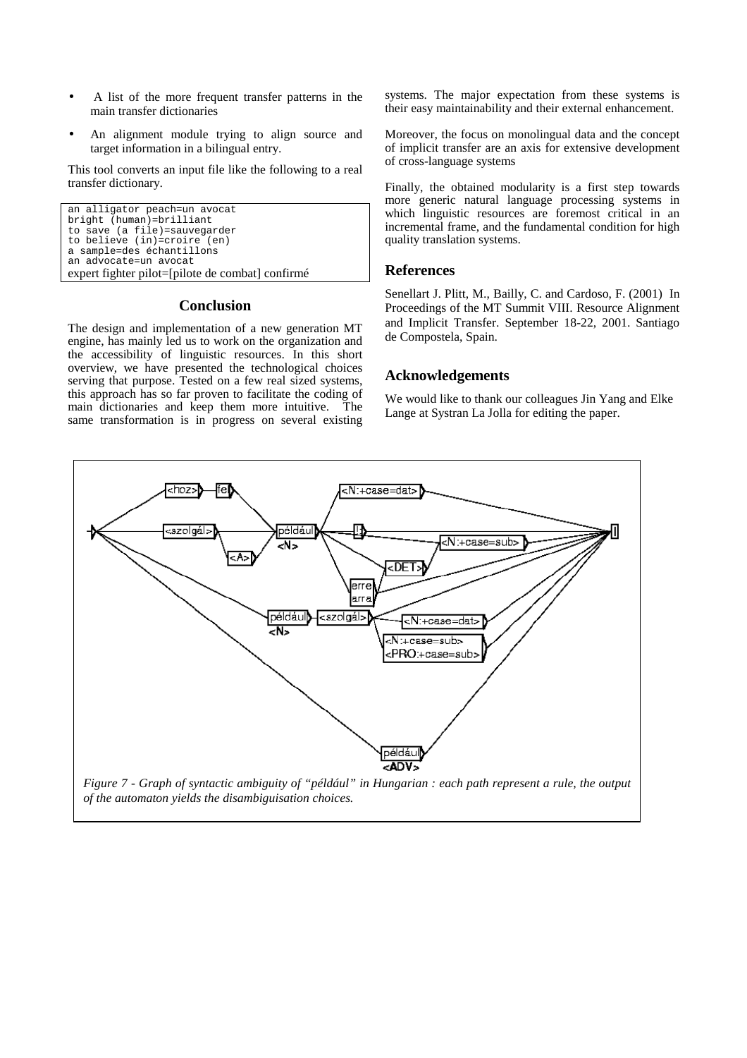- A list of the more frequent transfer patterns in the main transfer dictionaries
- An alignment module trying to align source and target information in a bilingual entry.

This tool converts an input file like the following to a real transfer dictionary.

```
an alligator peach=un avocat
bright (human)=brilliant
to save (a file)=sauvegarder
to believe (in)=croire (en)
a sample=des échantillons
an advocate=un avocat
expert fighter pilot=[pilote de combat] confirmé
```

## Conclusion

The design and implementation of a new generation MT engine, has mainly led us to work on the organization and the accessibility of linguistic resources. In this short overview, we have presented the technological choices serving that purpose. Tested on a few real sized systems, this approach has so far proven to facilitate the coding of main dictionaries and keep them more intuitive. The same transformation is in progress on several existing systems. The major expectation from these systems is their easy maintainability and their external enhancement.

Moreover, the focus on monolingual data and the concept of implicit transfer are an axis for extensive development of cross-language systems

Finally, the obtained modularity is a first step towards more generic natural language processing systems in which linguistic resources are foremost critical in an incremental frame, and the fundamental condition for high quality translation systems.

## References

Senellart J. Plitt, M., Bailly, C. and Cardoso, F. (2001) In Proceedings of the MT Summit VIII. Resource Alignment and Implicit Transfer. September 18-22, 2001. Santiago de Compostela, Spain.

## Acknowledgements

We would like to thank our colleagues Jin Yang and Elke Lange at Systran La Jolla for editing the paper.

<hoz>
fel
<szolgál>
<A>
például
<N>
<N:+case=dat>
!!
<N:+case=sub>
<DET>
erre
arra
például
<N>
<szolgál>
<N:+case=dat>
<N:+case=sub>
<PRO:+case=sub>
például
<ADV>

*Figure 7 - Graph of syntactic ambiguity of "például" in Hungarian : each path represent a rule, the output of the automaton yields the disambiguisation choices.*